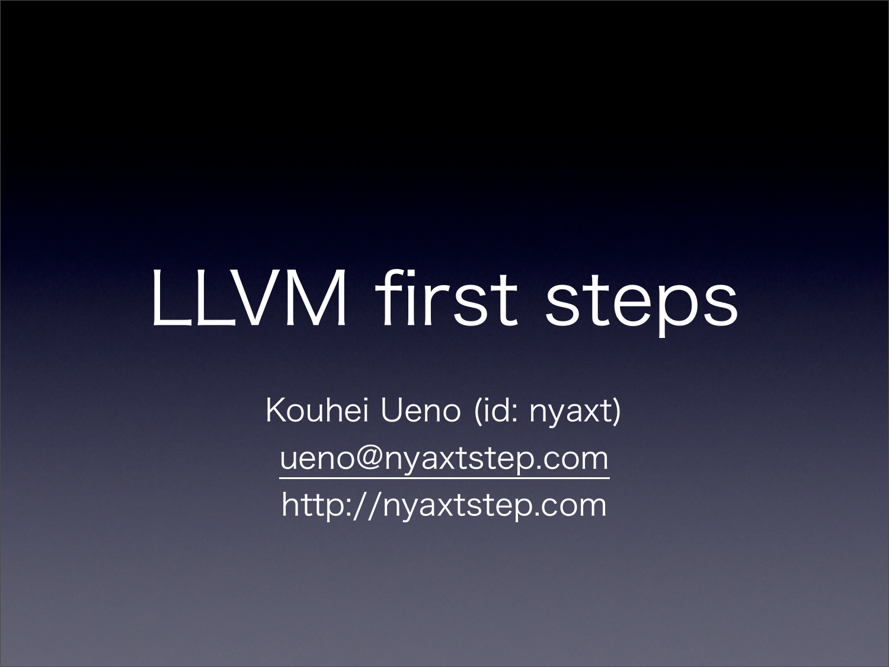# LLVM first steps

Kouhei Ueno (id: nyaxt)

ueno@nyaxtstep.com

http://nyaxtstep.com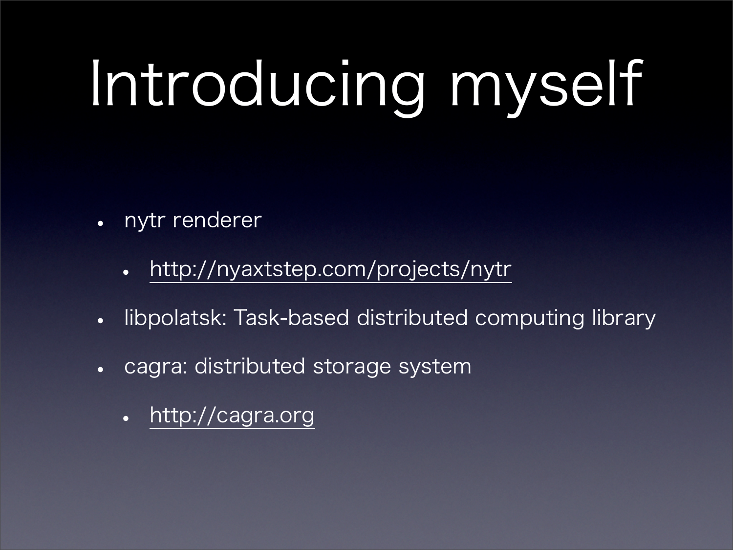# Introducing myself

- nytr renderer
  - http://nyaxtstep.com/projects/nytr
- libpolatsk: Task-based distributed computing library
- cagra: distributed storage system
  - http://cagra.org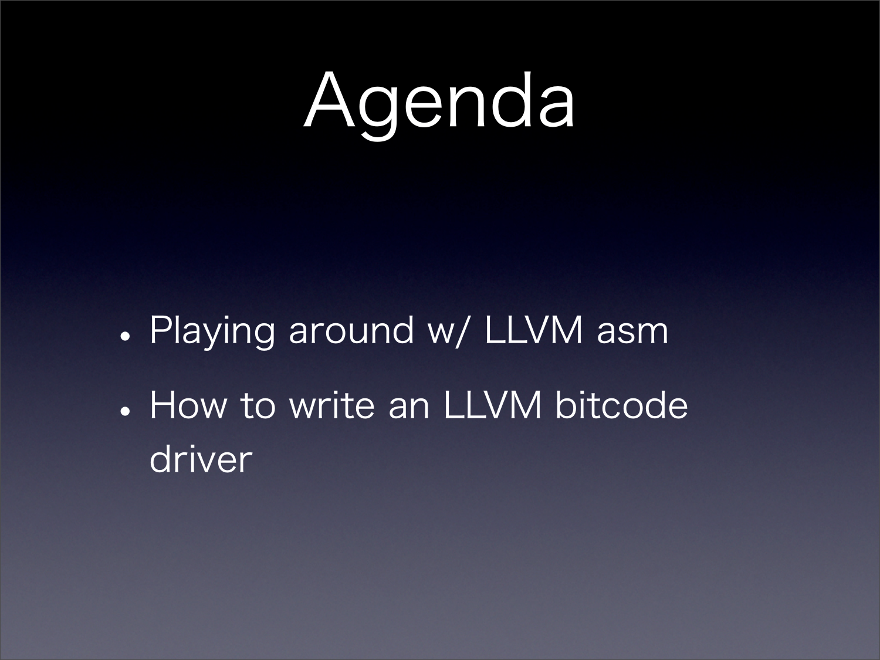# Agenda

- Playing around w/ LLVM asm
- How to write an LLVM bitcode driver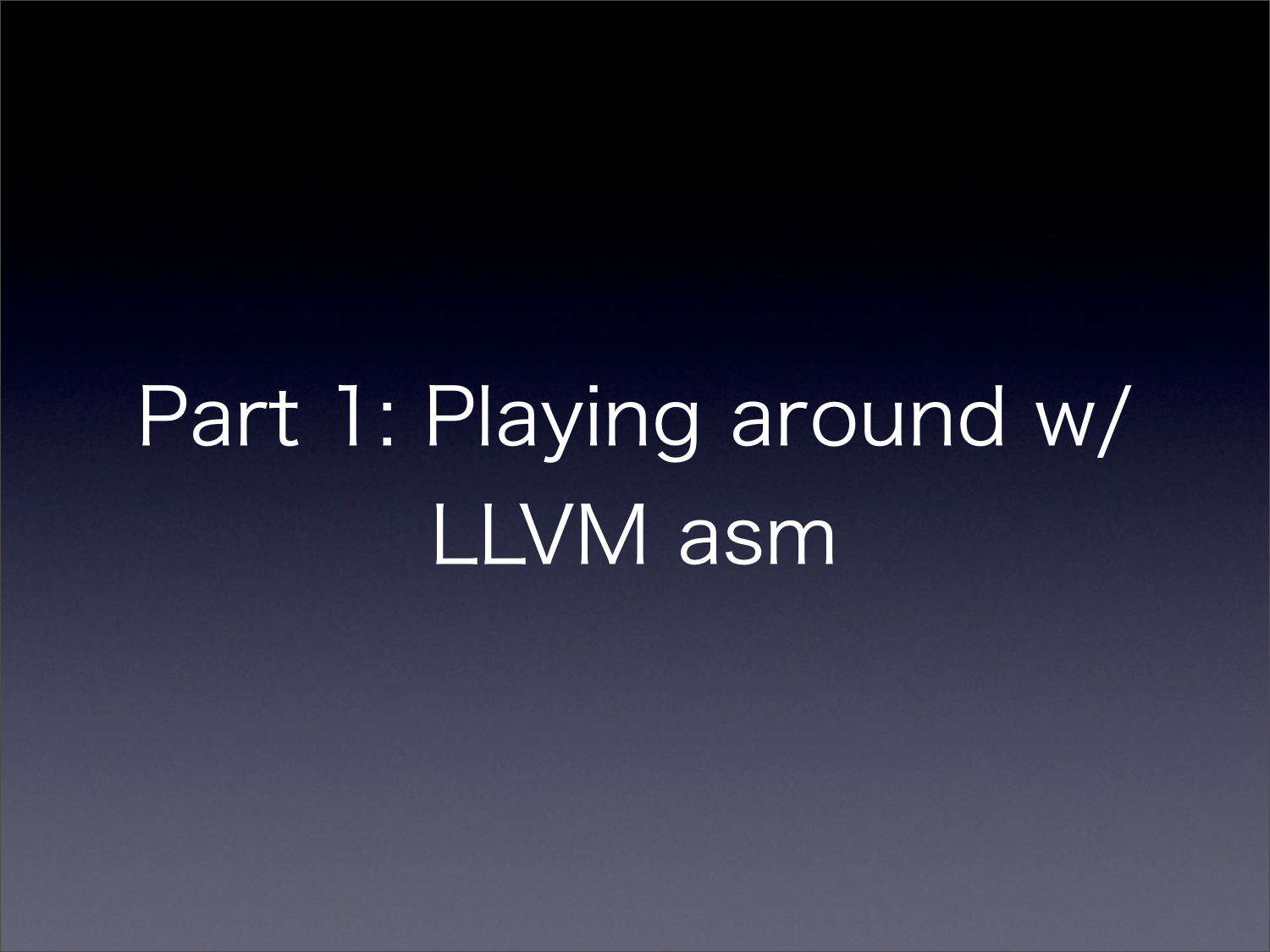# Part 1: Playing around w/ LLVM asm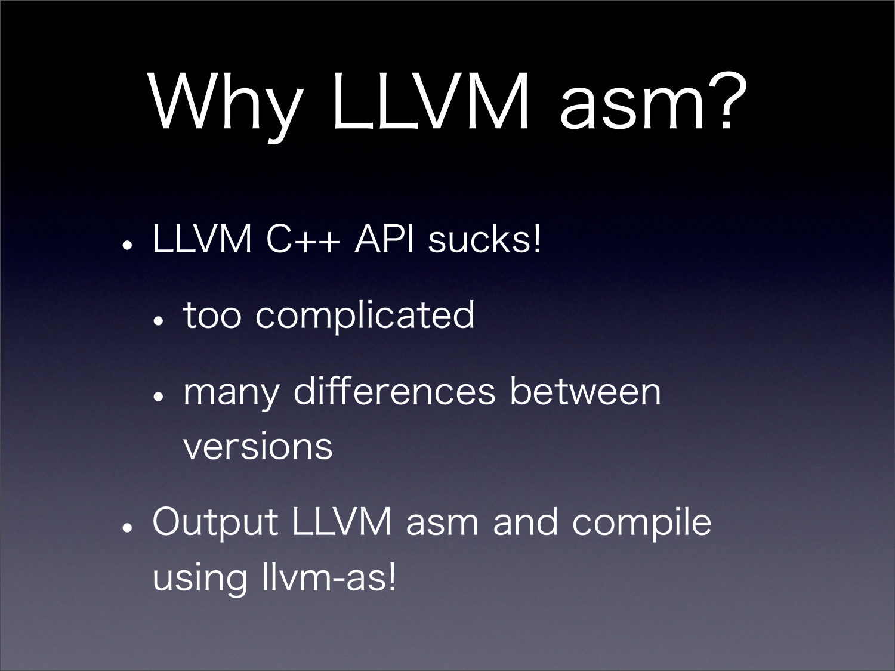# Why LLVM asm?

- LLVM C++ API sucks!
  - too complicated
  - many differences between versions
- Output LLVM asm and compile using llvm-as!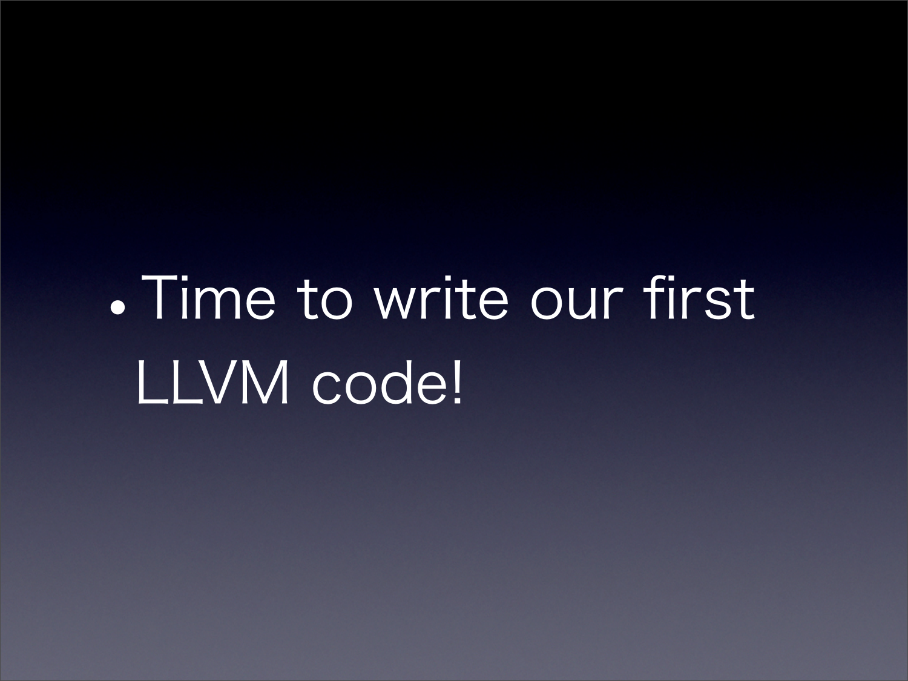- Time to write our first LLVM code!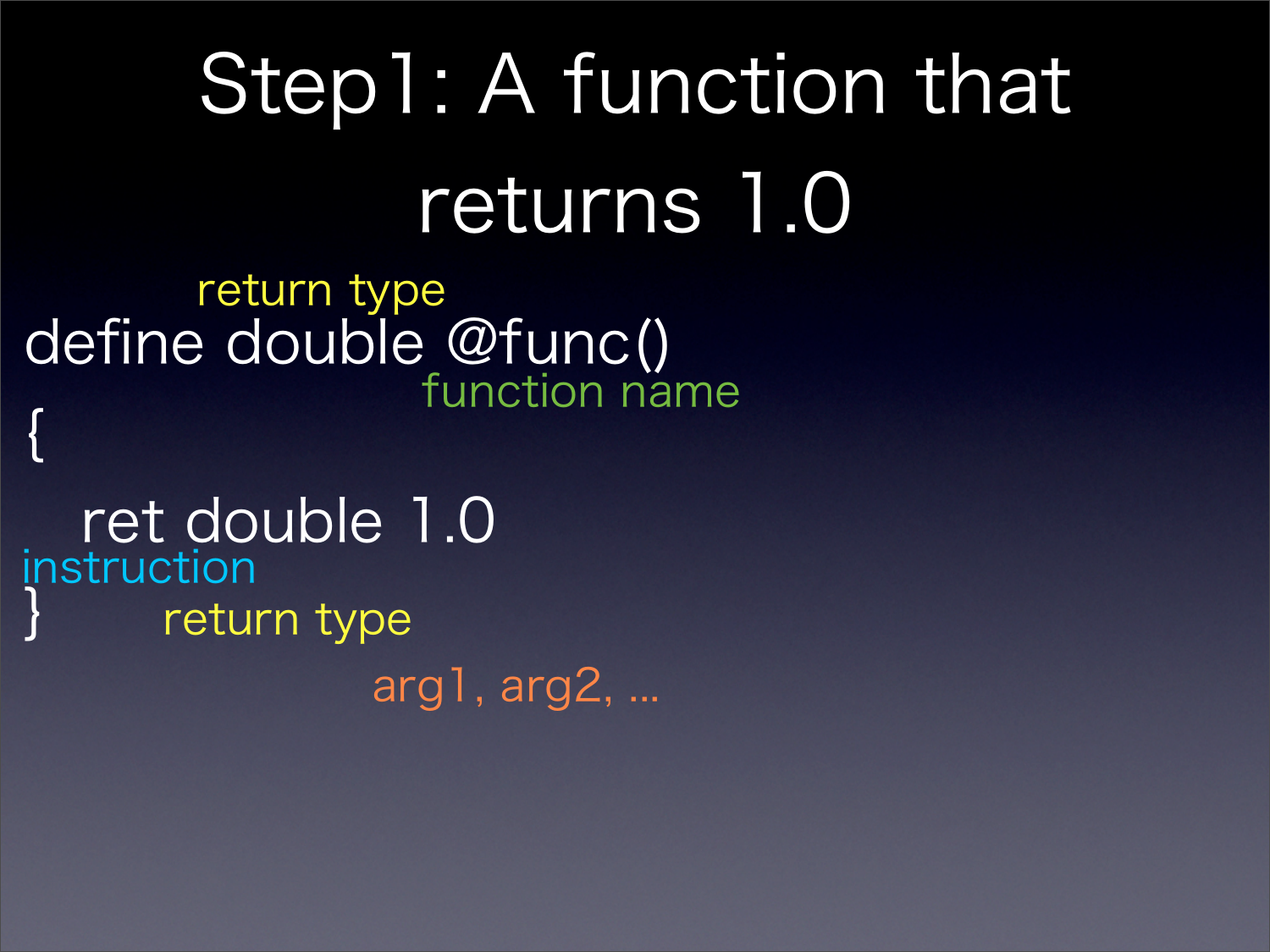# Step1: A function that returns 1.0

```
define double @func()
{
  ret double 1.0
}
```

return type

function name

instruction

return type

arg1, arg2, ...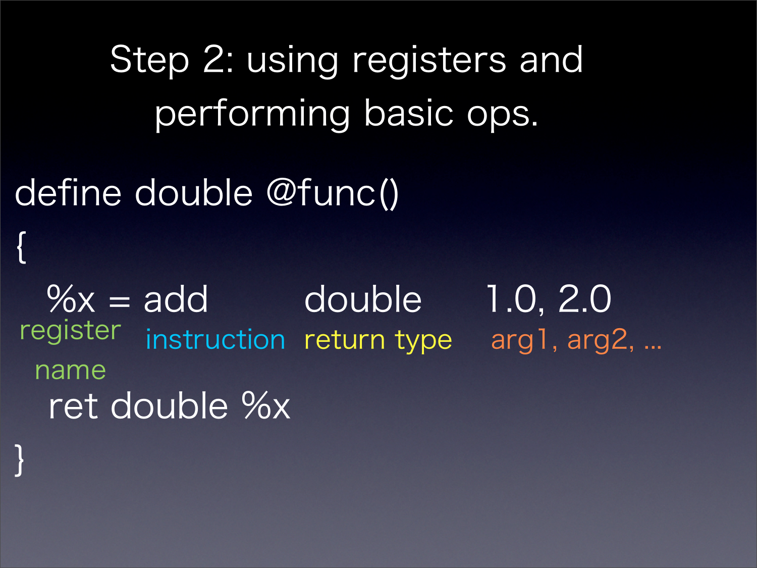# Step 2: using registers and performing basic ops.

```
define double @func()
{
  %x = add      double      1.0, 2.0
register    instruction   return type   arg1, arg2, ...
  name
  ret double %x
}
```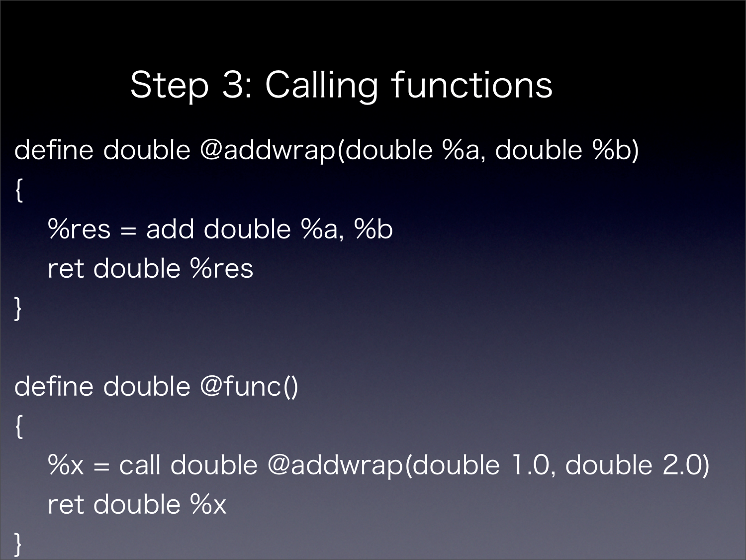# Step 3: Calling functions

```
define double @addwrap(double %a, double %b)
{
    %res = add double %a, %b
    ret double %res
}

define double @func()
{
    %x = call double @addwrap(double 1.0, double 2.0)
    ret double %x
}
```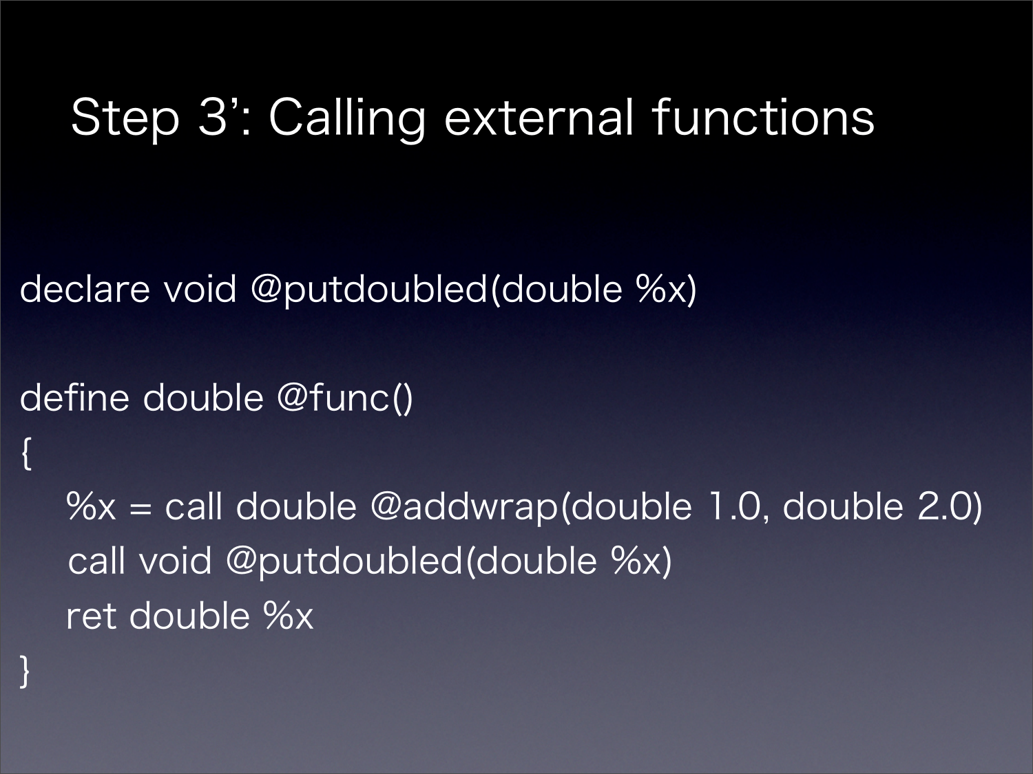# Step 3’: Calling external functions

```
declare void @putdoubled(double %x)

define double @func()
{
   %x = call double @addwrap(double 1.0, double 2.0)
   call void @putdoubled(double %x)
   ret double %x
}
```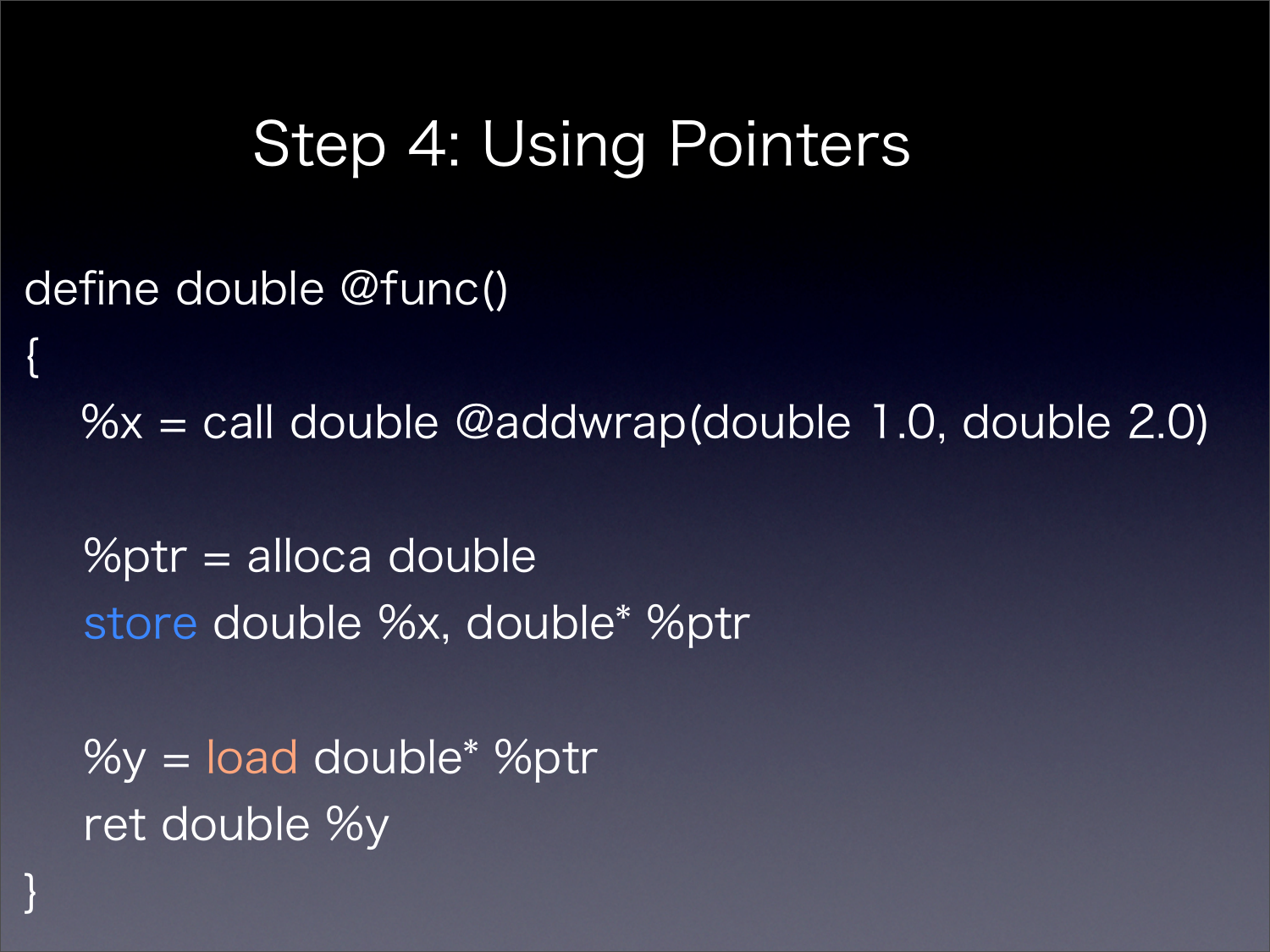# Step 4: Using Pointers

```
define double @func()
{
    %x = call double @addwrap(double 1.0, double 2.0)

    %ptr = alloca double
    store double %x, double* %ptr

    %y = load double* %ptr
    ret double %y
}
```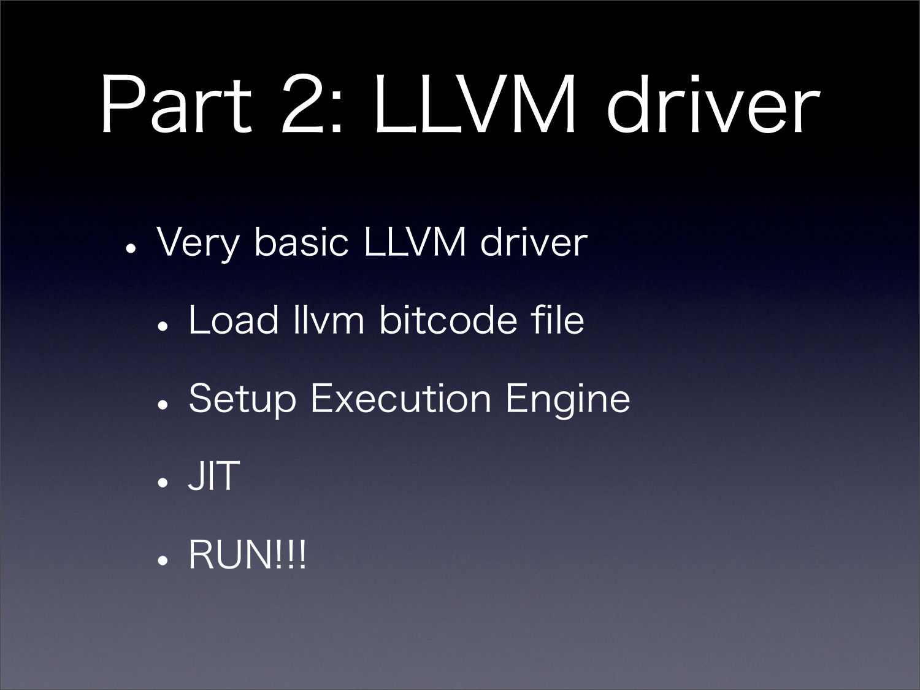# Part 2: LLVM driver

- Very basic LLVM driver
  - Load llvm bitcode file
  - Setup Execution Engine
  - JIT
  - RUN!!!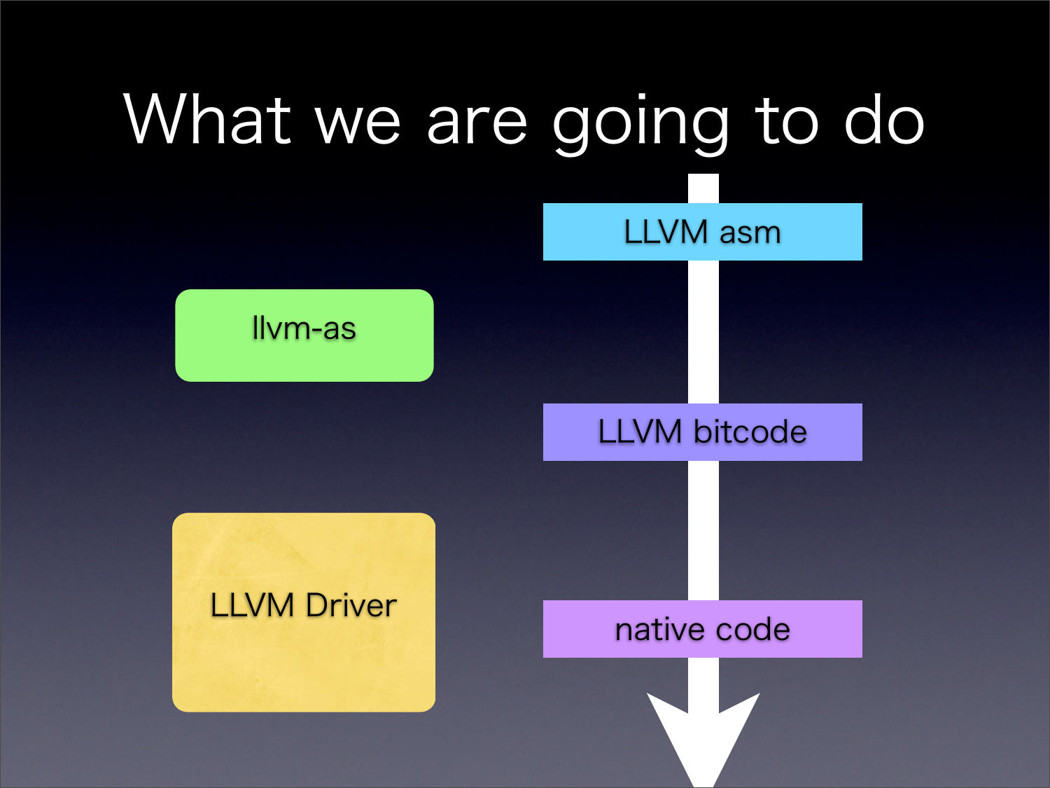# What we are going to do

LLVM asm

llvm-as

LLVM bitcode

LLVM Driver

native code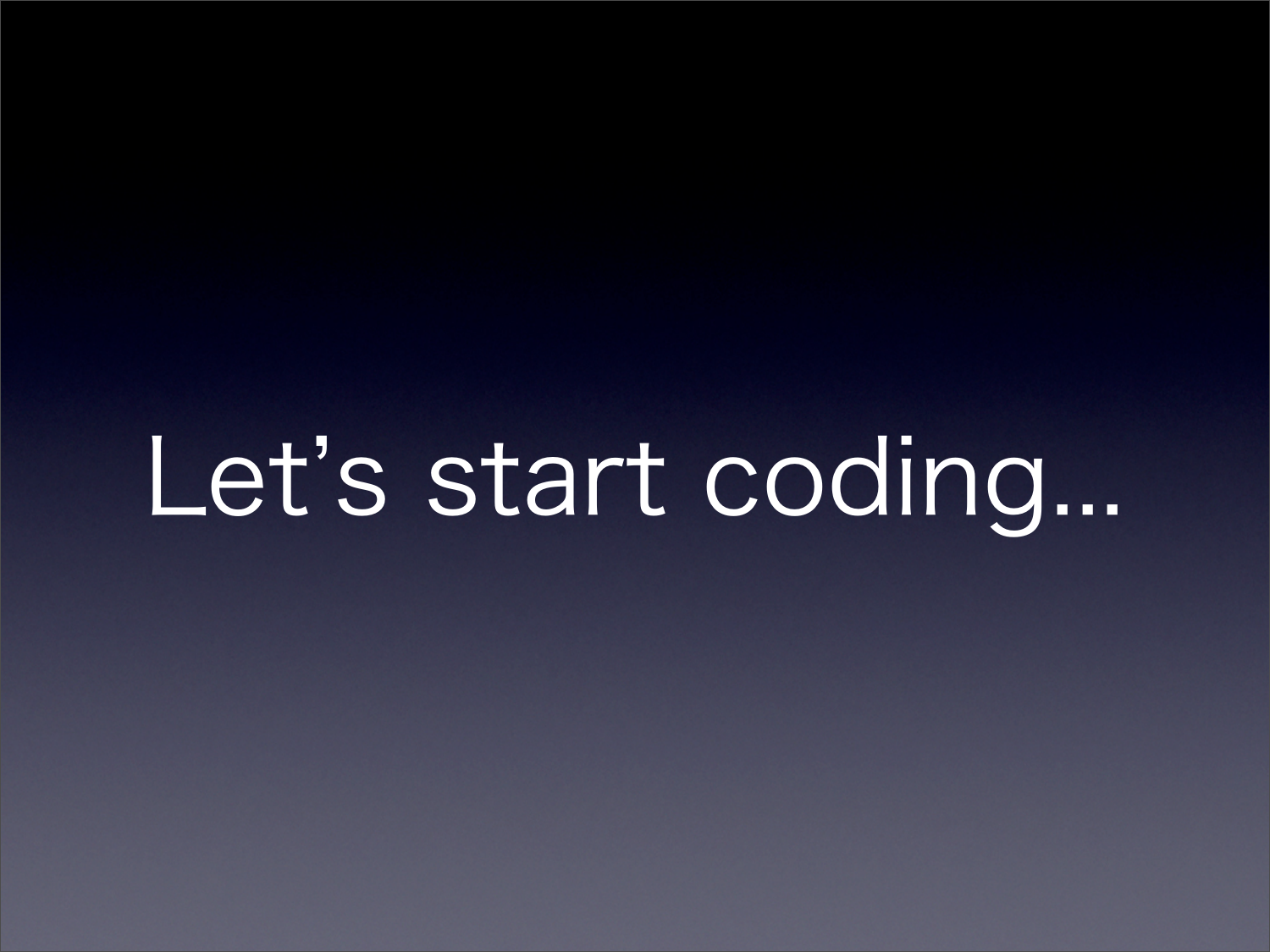# Let’s start coding...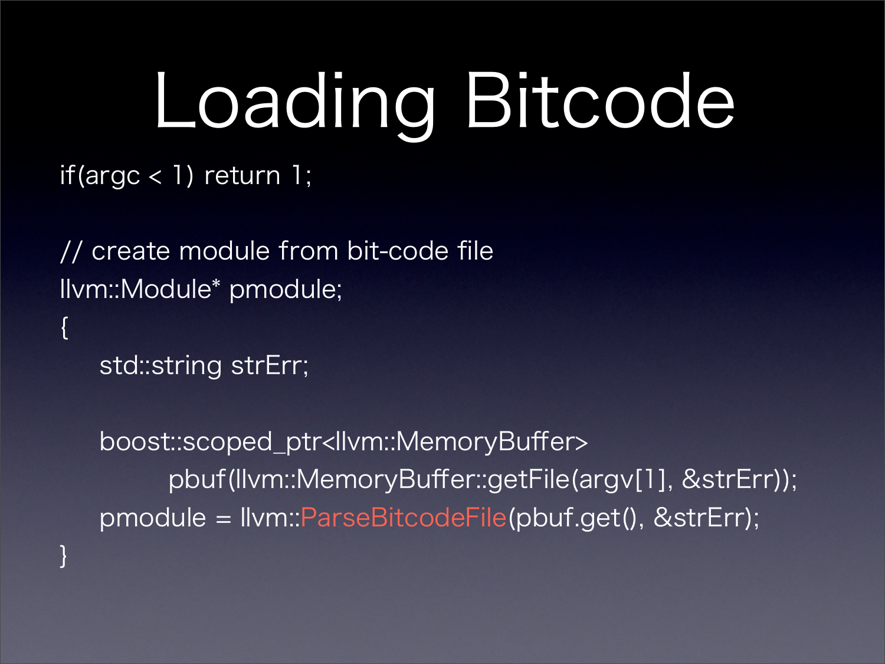# Loading Bitcode

```
if(argc < 1) return 1;

// create module from bit-code file
llvm::Module* pmodule;
{
    std::string strErr;

    boost::scoped_ptr<llvm::MemoryBuffer>
            pbuf(llvm::MemoryBuffer::getFile(argv[1], &strErr));
    pmodule = llvm::ParseBitcodeFile(pbuf.get(), &strErr);
}
```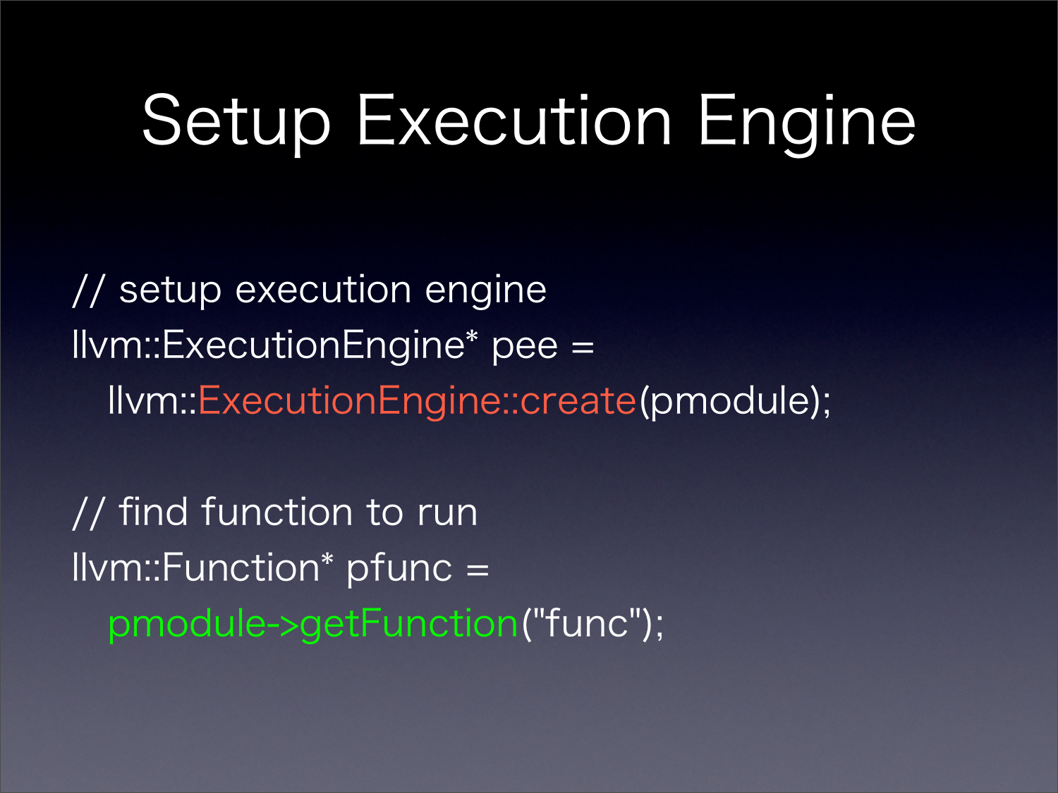# Setup Execution Engine

```
// setup execution engine
llvm::ExecutionEngine* pee =
  llvm::ExecutionEngine::create(pmodule);

// find function to run
llvm::Function* pfunc =
  pmodule->getFunction("func");
```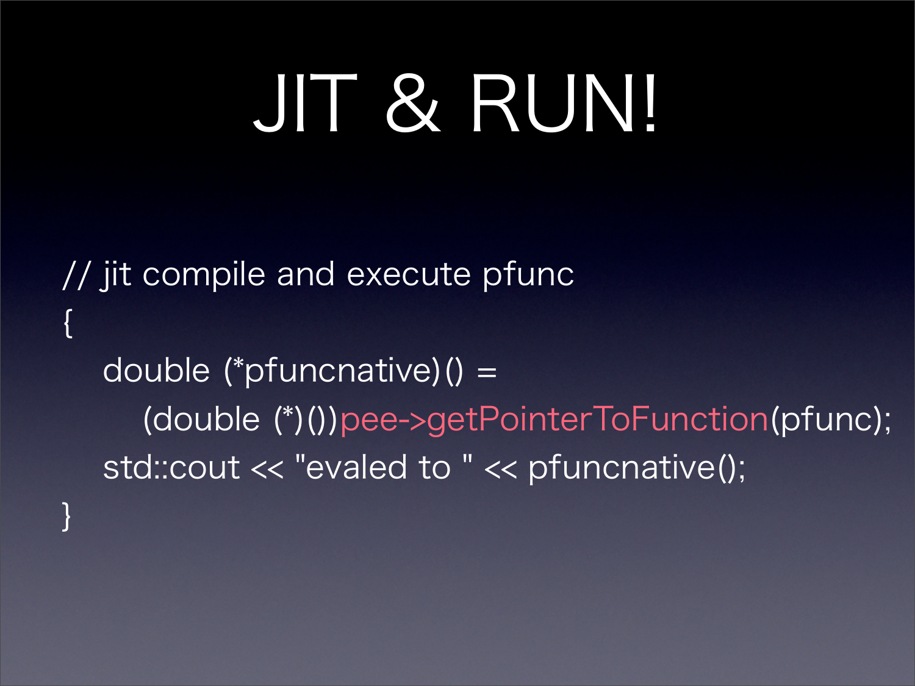# JIT & RUN!

```
// jit compile and execute pfunc
{
    double (*pfuncnative)() =
        (double (*)())pee->getPointerToFunction(pfunc);
    std::cout << "evaled to " << pfuncnative();
}
```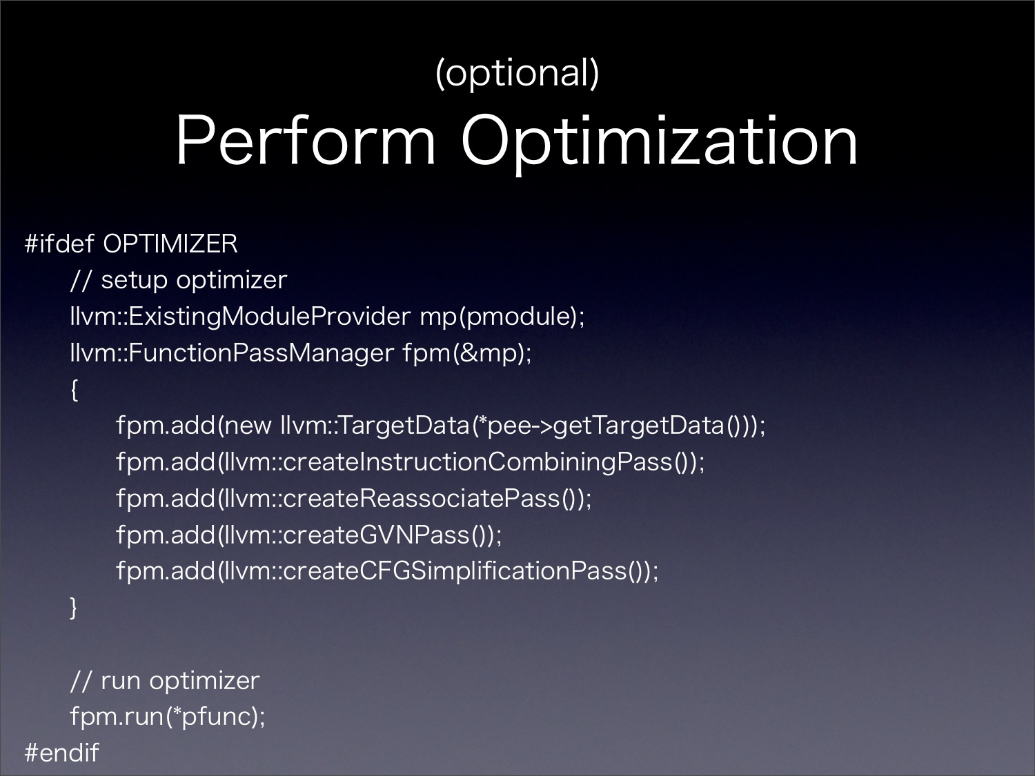(optional)

# Perform Optimization

```
#ifdef OPTIMIZER
    // setup optimizer
    llvm::ExistingModuleProvider mp(pmodule);
    llvm::FunctionPassManager fpm(&mp);
    {
        fpm.add(new llvm::TargetData(*pee->getTargetData()));
        fpm.add(llvm::createInstructionCombiningPass());
        fpm.add(llvm::createReassociatePass());
        fpm.add(llvm::createGVNPass());
        fpm.add(llvm::createCFGSimplificationPass());
    }

    // run optimizer
    fpm.run(*pfunc);
#endif
```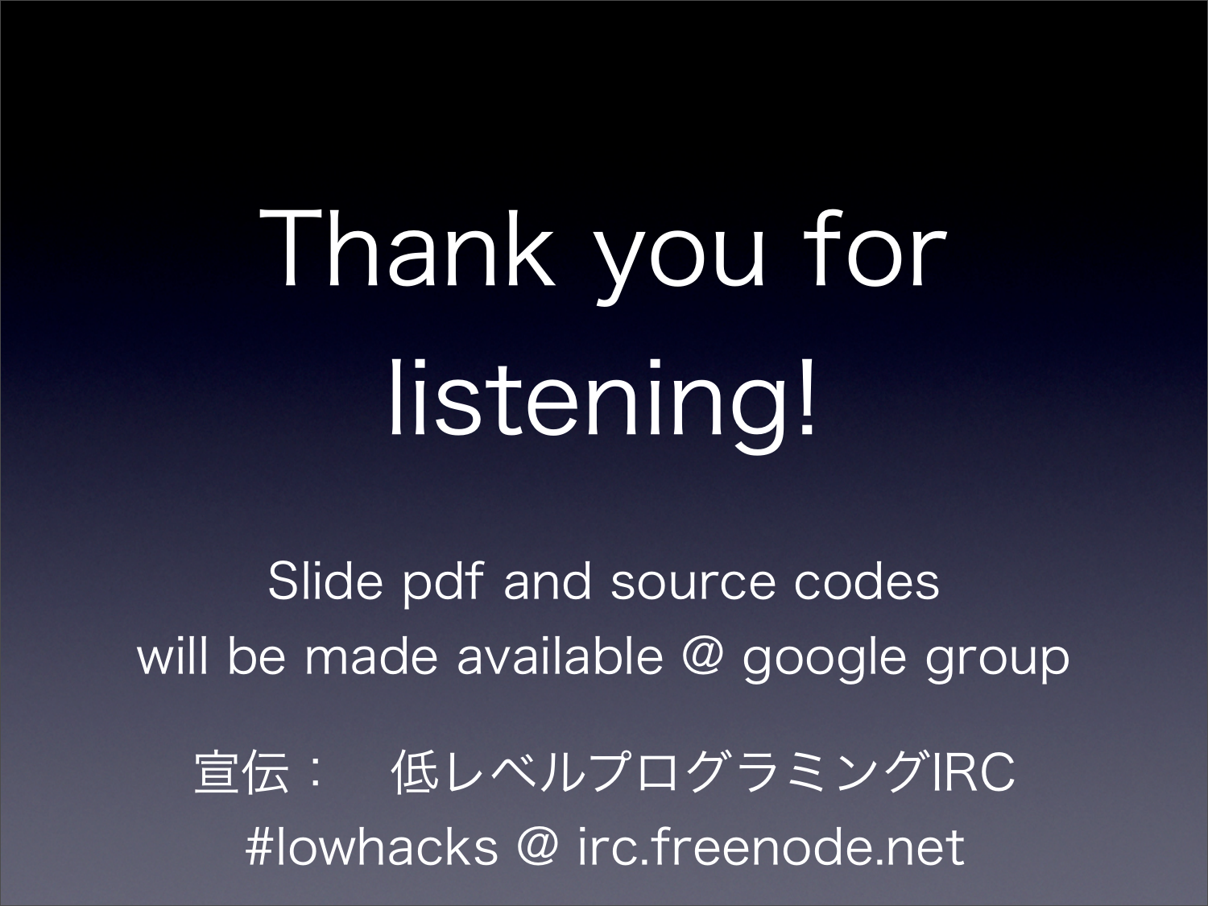# Thank you for listening!

Slide pdf and source codes
will be made available @ google group

宣伝：　低レベルプログラミングIRC
#lowhacks @ irc.freenode.net